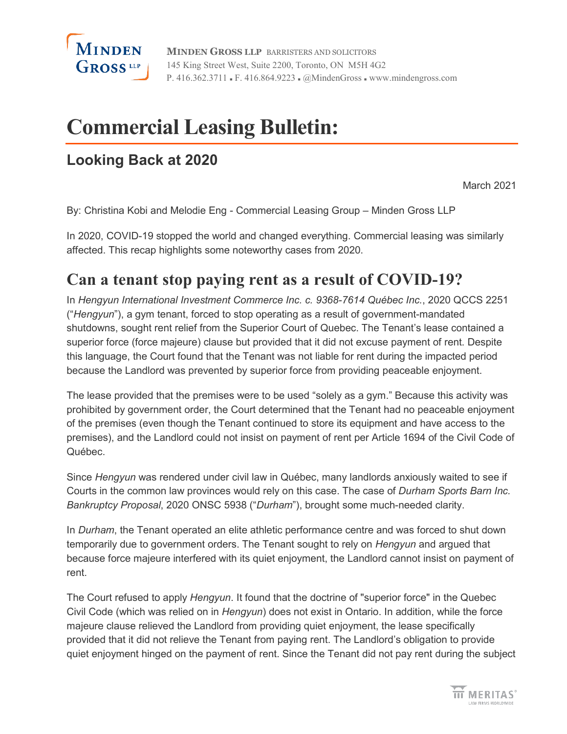**MINDEN GROSS LLP** BARRISTERS AND SOLICITORS
145 King Street West, Suite 2200, Toronto, ON M5H 4G2
P. 416.362.3711 ▪ F. 416.864.9223 ▪ @MindenGross ▪ www.mindengross.com

# Commercial Leasing Bulletin:

## Looking Back at 2020

March 2021

By: Christina Kobi and Melodie Eng - Commercial Leasing Group – Minden Gross LLP

In 2020, COVID-19 stopped the world and changed everything. Commercial leasing was similarly affected. This recap highlights some noteworthy cases from 2020.

## Can a tenant stop paying rent as a result of COVID-19?

In *Hengyun International Investment Commerce Inc. c. 9368-7614 Québec Inc.*, 2020 QCCS 2251 ("*Hengyun*"), a gym tenant, forced to stop operating as a result of government-mandated shutdowns, sought rent relief from the Superior Court of Quebec. The Tenant's lease contained a superior force (force majeure) clause but provided that it did not excuse payment of rent. Despite this language, the Court found that the Tenant was not liable for rent during the impacted period because the Landlord was prevented by superior force from providing peaceable enjoyment.

The lease provided that the premises were to be used "solely as a gym." Because this activity was prohibited by government order, the Court determined that the Tenant had no peaceable enjoyment of the premises (even though the Tenant continued to store its equipment and have access to the premises), and the Landlord could not insist on payment of rent per Article 1694 of the Civil Code of Québec.

Since *Hengyun* was rendered under civil law in Québec, many landlords anxiously waited to see if Courts in the common law provinces would rely on this case. The case of *Durham Sports Barn Inc. Bankruptcy Proposal*, 2020 ONSC 5938 ("*Durham*"), brought some much-needed clarity.

In *Durham*, the Tenant operated an elite athletic performance centre and was forced to shut down temporarily due to government orders. The Tenant sought to rely on *Hengyun* and argued that because force majeure interfered with its quiet enjoyment, the Landlord cannot insist on payment of rent.

The Court refused to apply *Hengyun*. It found that the doctrine of "superior force" in the Quebec Civil Code (which was relied on in *Hengyun*) does not exist in Ontario. In addition, while the force majeure clause relieved the Landlord from providing quiet enjoyment, the lease specifically provided that it did not relieve the Tenant from paying rent. The Landlord's obligation to provide quiet enjoyment hinged on the payment of rent. Since the Tenant did not pay rent during the subject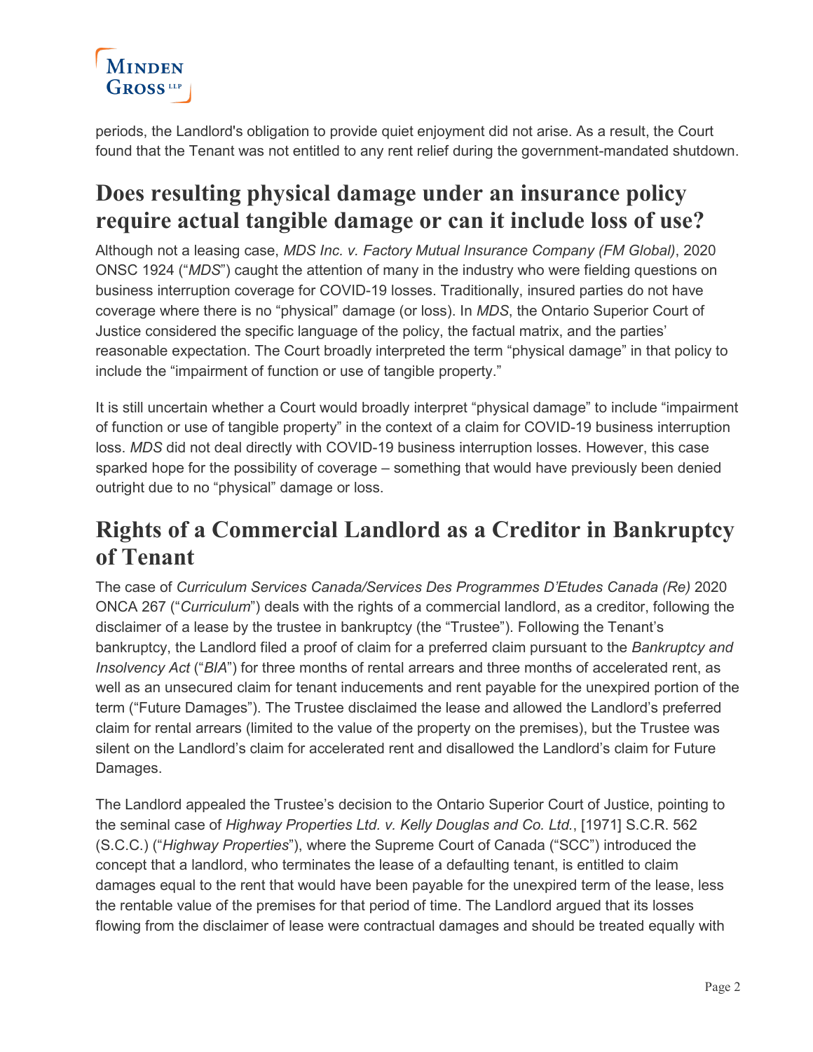periods, the Landlord's obligation to provide quiet enjoyment did not arise. As a result, the Court found that the Tenant was not entitled to any rent relief during the government-mandated shutdown.

## Does resulting physical damage under an insurance policy require actual tangible damage or can it include loss of use?

Although not a leasing case, *MDS Inc. v. Factory Mutual Insurance Company (FM Global)*, 2020 ONSC 1924 ("*MDS*") caught the attention of many in the industry who were fielding questions on business interruption coverage for COVID-19 losses. Traditionally, insured parties do not have coverage where there is no "physical" damage (or loss). In *MDS*, the Ontario Superior Court of Justice considered the specific language of the policy, the factual matrix, and the parties' reasonable expectation. The Court broadly interpreted the term "physical damage" in that policy to include the "impairment of function or use of tangible property."

It is still uncertain whether a Court would broadly interpret "physical damage" to include "impairment of function or use of tangible property" in the context of a claim for COVID-19 business interruption loss. *MDS* did not deal directly with COVID-19 business interruption losses. However, this case sparked hope for the possibility of coverage – something that would have previously been denied outright due to no "physical" damage or loss.

## Rights of a Commercial Landlord as a Creditor in Bankruptcy of Tenant

The case of *Curriculum Services Canada/Services Des Programmes D'Etudes Canada (Re)* 2020 ONCA 267 ("*Curriculum*") deals with the rights of a commercial landlord, as a creditor, following the disclaimer of a lease by the trustee in bankruptcy (the "Trustee"). Following the Tenant's bankruptcy, the Landlord filed a proof of claim for a preferred claim pursuant to the *Bankruptcy and Insolvency Act* ("*BIA*") for three months of rental arrears and three months of accelerated rent, as well as an unsecured claim for tenant inducements and rent payable for the unexpired portion of the term ("Future Damages"). The Trustee disclaimed the lease and allowed the Landlord's preferred claim for rental arrears (limited to the value of the property on the premises), but the Trustee was silent on the Landlord's claim for accelerated rent and disallowed the Landlord's claim for Future Damages.

The Landlord appealed the Trustee's decision to the Ontario Superior Court of Justice, pointing to the seminal case of *Highway Properties Ltd. v. Kelly Douglas and Co. Ltd.*, [1971] S.C.R. 562 (S.C.C.) ("*Highway Properties*"), where the Supreme Court of Canada ("SCC") introduced the concept that a landlord, who terminates the lease of a defaulting tenant, is entitled to claim damages equal to the rent that would have been payable for the unexpired term of the lease, less the rentable value of the premises for that period of time. The Landlord argued that its losses flowing from the disclaimer of lease were contractual damages and should be treated equally with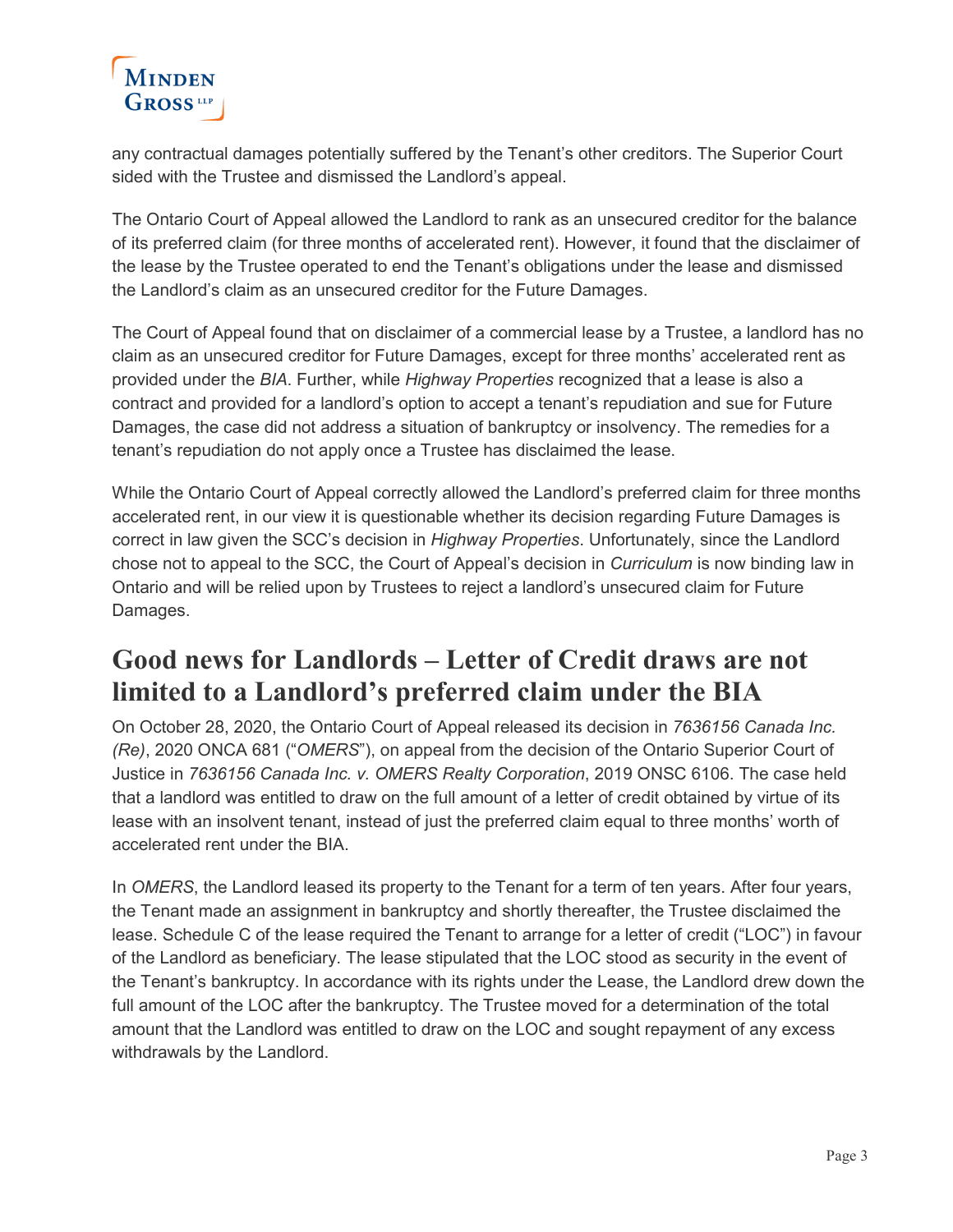any contractual damages potentially suffered by the Tenant's other creditors. The Superior Court sided with the Trustee and dismissed the Landlord's appeal.

The Ontario Court of Appeal allowed the Landlord to rank as an unsecured creditor for the balance of its preferred claim (for three months of accelerated rent). However, it found that the disclaimer of the lease by the Trustee operated to end the Tenant's obligations under the lease and dismissed the Landlord's claim as an unsecured creditor for the Future Damages.

The Court of Appeal found that on disclaimer of a commercial lease by a Trustee, a landlord has no claim as an unsecured creditor for Future Damages, except for three months' accelerated rent as provided under the *BIA*. Further, while *Highway Properties* recognized that a lease is also a contract and provided for a landlord's option to accept a tenant's repudiation and sue for Future Damages, the case did not address a situation of bankruptcy or insolvency. The remedies for a tenant's repudiation do not apply once a Trustee has disclaimed the lease.

While the Ontario Court of Appeal correctly allowed the Landlord's preferred claim for three months accelerated rent, in our view it is questionable whether its decision regarding Future Damages is correct in law given the SCC's decision in *Highway Properties*. Unfortunately, since the Landlord chose not to appeal to the SCC, the Court of Appeal's decision in *Curriculum* is now binding law in Ontario and will be relied upon by Trustees to reject a landlord's unsecured claim for Future Damages.

## Good news for Landlords – Letter of Credit draws are not limited to a Landlord's preferred claim under the BIA

On October 28, 2020, the Ontario Court of Appeal released its decision in *7636156 Canada Inc. (Re)*, 2020 ONCA 681 ("*OMERS*"), on appeal from the decision of the Ontario Superior Court of Justice in *7636156 Canada Inc. v. OMERS Realty Corporation*, 2019 ONSC 6106. The case held that a landlord was entitled to draw on the full amount of a letter of credit obtained by virtue of its lease with an insolvent tenant, instead of just the preferred claim equal to three months' worth of accelerated rent under the BIA.

In *OMERS*, the Landlord leased its property to the Tenant for a term of ten years. After four years, the Tenant made an assignment in bankruptcy and shortly thereafter, the Trustee disclaimed the lease. Schedule C of the lease required the Tenant to arrange for a letter of credit ("LOC") in favour of the Landlord as beneficiary. The lease stipulated that the LOC stood as security in the event of the Tenant's bankruptcy. In accordance with its rights under the Lease, the Landlord drew down the full amount of the LOC after the bankruptcy. The Trustee moved for a determination of the total amount that the Landlord was entitled to draw on the LOC and sought repayment of any excess withdrawals by the Landlord.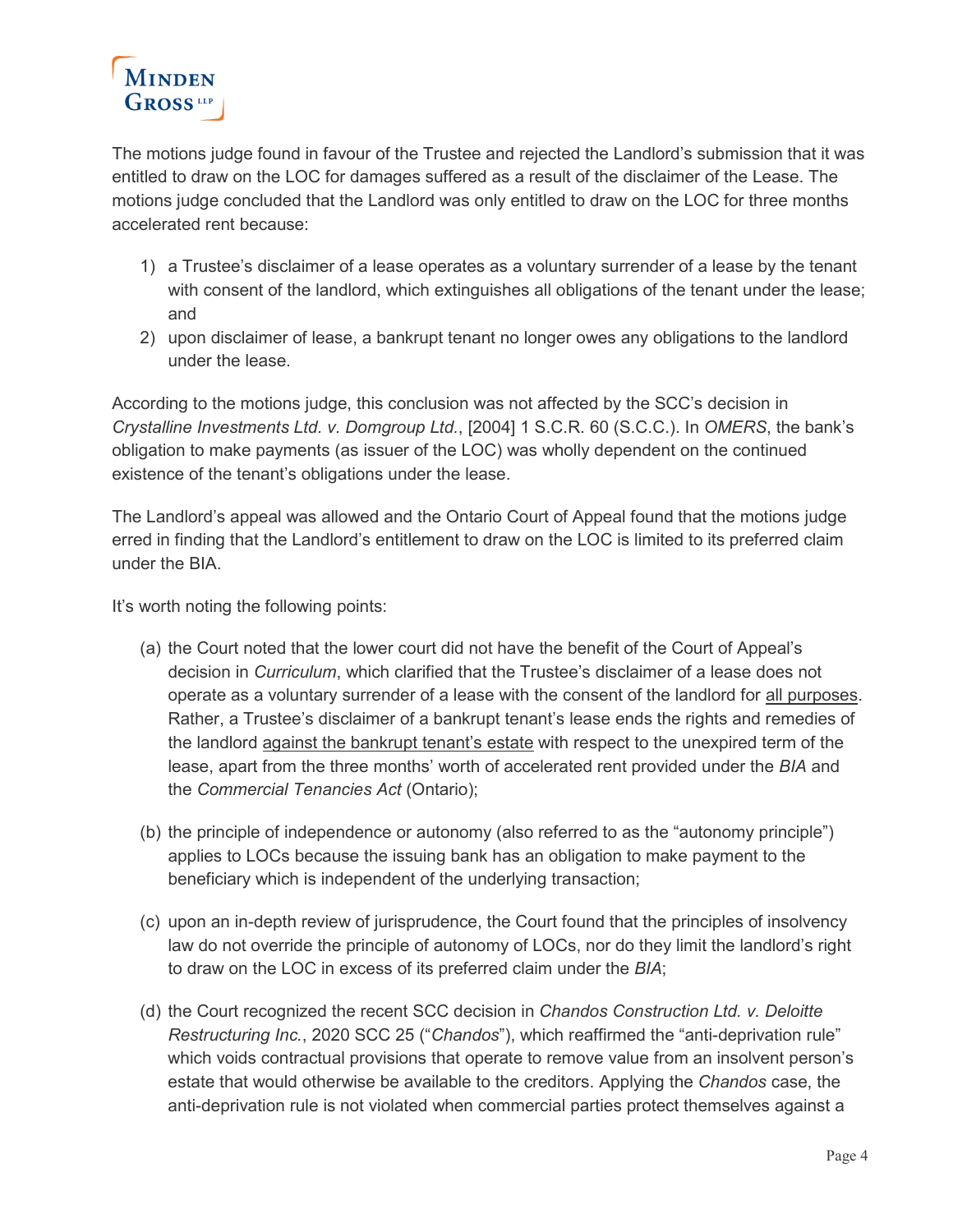The motions judge found in favour of the Trustee and rejected the Landlord's submission that it was entitled to draw on the LOC for damages suffered as a result of the disclaimer of the Lease. The motions judge concluded that the Landlord was only entitled to draw on the LOC for three months accelerated rent because:

1) a Trustee's disclaimer of a lease operates as a voluntary surrender of a lease by the tenant with consent of the landlord, which extinguishes all obligations of the tenant under the lease; and
2) upon disclaimer of lease, a bankrupt tenant no longer owes any obligations to the landlord under the lease.

According to the motions judge, this conclusion was not affected by the SCC's decision in *Crystalline Investments Ltd. v. Domgroup Ltd.*, [2004] 1 S.C.R. 60 (S.C.C.). In *OMERS*, the bank's obligation to make payments (as issuer of the LOC) was wholly dependent on the continued existence of the tenant's obligations under the lease.

The Landlord's appeal was allowed and the Ontario Court of Appeal found that the motions judge erred in finding that the Landlord's entitlement to draw on the LOC is limited to its preferred claim under the BIA.

It's worth noting the following points:

(a) the Court noted that the lower court did not have the benefit of the Court of Appeal's decision in *Curriculum*, which clarified that the Trustee's disclaimer of a lease does not operate as a voluntary surrender of a lease with the consent of the landlord for <u>all purposes</u>. Rather, a Trustee's disclaimer of a bankrupt tenant's lease ends the rights and remedies of the landlord <u>against the bankrupt tenant's estate</u> with respect to the unexpired term of the lease, apart from the three months' worth of accelerated rent provided under the *BIA* and the *Commercial Tenancies Act* (Ontario);

(b) the principle of independence or autonomy (also referred to as the "autonomy principle") applies to LOCs because the issuing bank has an obligation to make payment to the beneficiary which is independent of the underlying transaction;

(c) upon an in-depth review of jurisprudence, the Court found that the principles of insolvency law do not override the principle of autonomy of LOCs, nor do they limit the landlord's right to draw on the LOC in excess of its preferred claim under the *BIA*;

(d) the Court recognized the recent SCC decision in *Chandos Construction Ltd. v. Deloitte Restructuring Inc.*, 2020 SCC 25 ("*Chandos*"), which reaffirmed the "anti-deprivation rule" which voids contractual provisions that operate to remove value from an insolvent person's estate that would otherwise be available to the creditors. Applying the *Chandos* case, the anti-deprivation rule is not violated when commercial parties protect themselves against a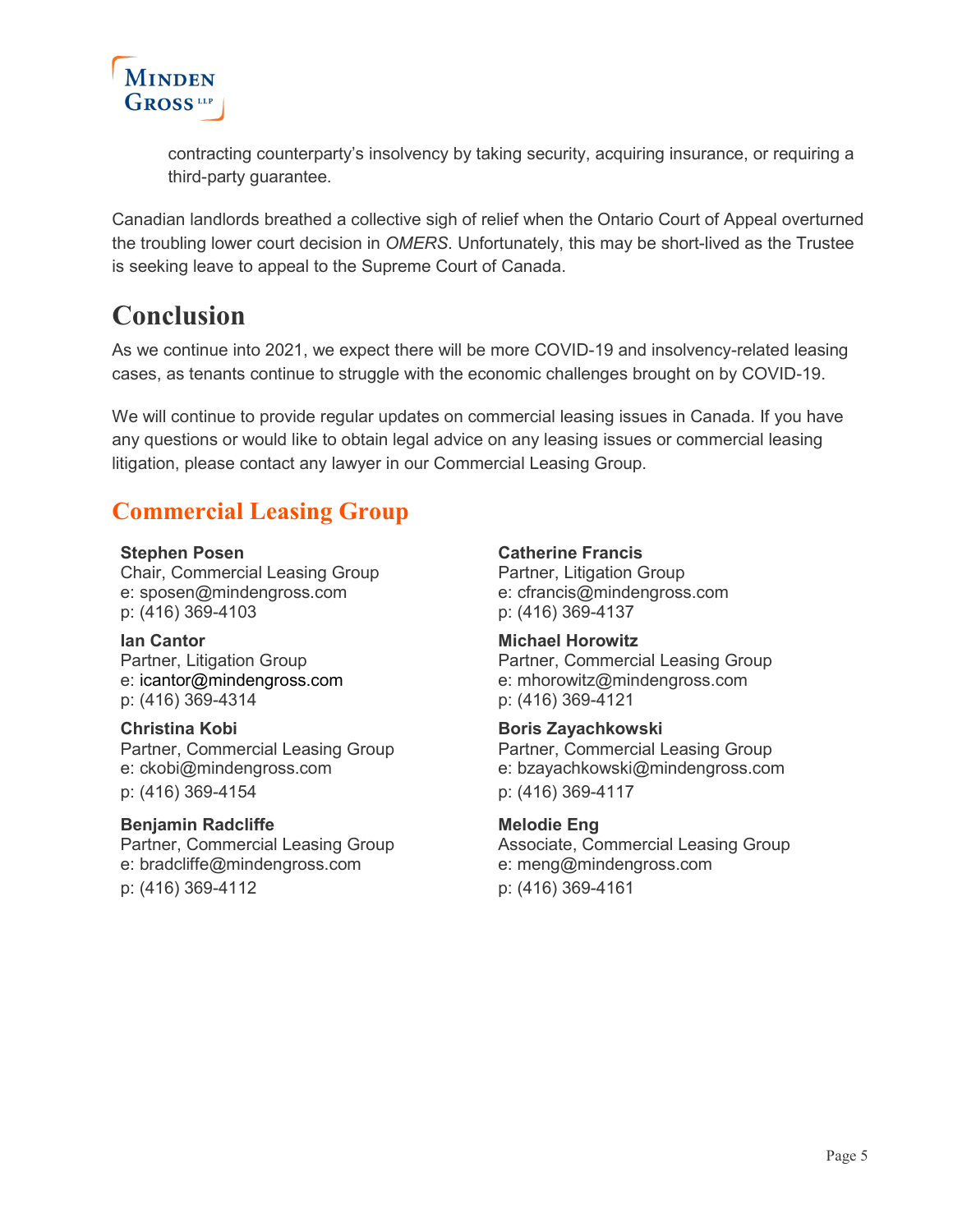contracting counterparty's insolvency by taking security, acquiring insurance, or requiring a third-party guarantee.

Canadian landlords breathed a collective sigh of relief when the Ontario Court of Appeal overturned the troubling lower court decision in *OMERS*. Unfortunately, this may be short-lived as the Trustee is seeking leave to appeal to the Supreme Court of Canada.

## Conclusion

As we continue into 2021, we expect there will be more COVID-19 and insolvency-related leasing cases, as tenants continue to struggle with the economic challenges brought on by COVID-19.

We will continue to provide regular updates on commercial leasing issues in Canada. If you have any questions or would like to obtain legal advice on any leasing issues or commercial leasing litigation, please contact any lawyer in our Commercial Leasing Group.

## Commercial Leasing Group

**Stephen Posen**
Chair, Commercial Leasing Group
e: sposen@mindengross.com
p: (416) 369-4103

**Ian Cantor**
Partner, Litigation Group
e: icantor@mindengross.com
p: (416) 369-4314

**Christina Kobi**
Partner, Commercial Leasing Group
e: ckobi@mindengross.com
p: (416) 369-4154

**Benjamin Radcliffe**
Partner, Commercial Leasing Group
e: bradcliffe@mindengross.com
p: (416) 369-4112

**Catherine Francis**
Partner, Litigation Group
e: cfrancis@mindengross.com
p: (416) 369-4137

**Michael Horowitz**
Partner, Commercial Leasing Group
e: mhorowitz@mindengross.com
p: (416) 369-4121

**Boris Zayachkowski**
Partner, Commercial Leasing Group
e: bzayachkowski@mindengross.com
p: (416) 369-4117

**Melodie Eng**
Associate, Commercial Leasing Group
e: meng@mindengross.com
p: (416) 369-4161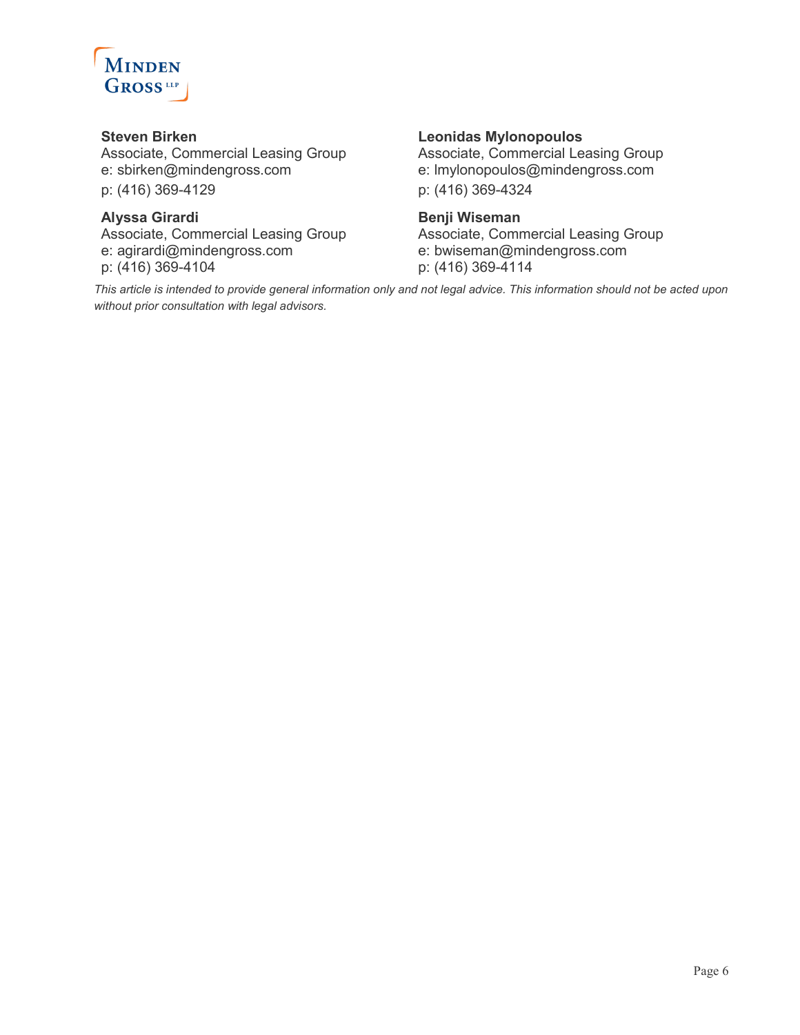**Steven Birken**
Associate, Commercial Leasing Group
e: sbirken@mindengross.com
p: (416) 369-4129

**Leonidas Mylonopoulos**
Associate, Commercial Leasing Group
e: lmylonopoulos@mindengross.com
p: (416) 369-4324

**Alyssa Girardi**
Associate, Commercial Leasing Group
e: agirardi@mindengross.com
p: (416) 369-4104

**Benji Wiseman**
Associate, Commercial Leasing Group
e: bwiseman@mindengross.com
p: (416) 369-4114

*This article is intended to provide general information only and not legal advice. This information should not be acted upon without prior consultation with legal advisors.*